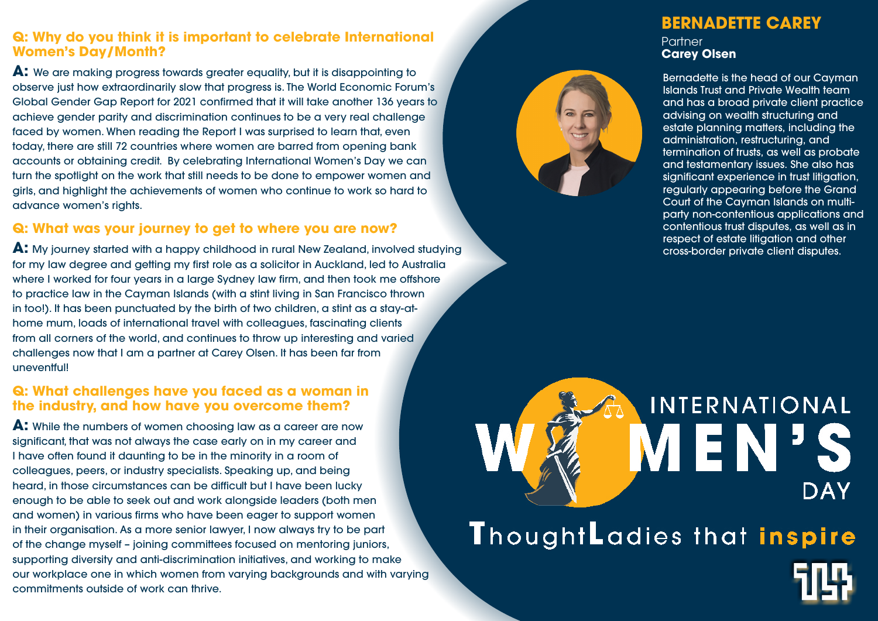# BERNADETTE CAREY

Partner
**Carey Olsen**

Bernadette is the head of our Cayman Islands Trust and Private Wealth team and has a broad private client practice advising on wealth structuring and estate planning matters, including the administration, restructuring, and termination of trusts, as well as probate and testamentary issues. She also has significant experience in trust litigation, regularly appearing before the Grand Court of the Cayman Islands on multi-party non-contentious applications and contentious trust disputes, as well as in respect of estate litigation and other cross-border private client disputes.

## Q: Why do you think it is important to celebrate International Women's Day/Month?

**A:** We are making progress towards greater equality, but it is disappointing to observe just how extraordinarily slow that progress is. The World Economic Forum's Global Gender Gap Report for 2021 confirmed that it will take another 136 years to achieve gender parity and discrimination continues to be a very real challenge faced by women. When reading the Report I was surprised to learn that, even today, there are still 72 countries where women are barred from opening bank accounts or obtaining credit. By celebrating International Women's Day we can turn the spotlight on the work that still needs to be done to empower women and girls, and highlight the achievements of women who continue to work so hard to advance women's rights.

## Q: What was your journey to get to where you are now?

**A:** My journey started with a happy childhood in rural New Zealand, involved studying for my law degree and getting my first role as a solicitor in Auckland, led to Australia where I worked for four years in a large Sydney law firm, and then took me offshore to practice law in the Cayman Islands (with a stint living in San Francisco thrown in too!). It has been punctuated by the birth of two children, a stint as a stay-at-home mum, loads of international travel with colleagues, fascinating clients from all corners of the world, and continues to throw up interesting and varied challenges now that I am a partner at Carey Olsen. It has been far from uneventful!

## Q: What challenges have you faced as a woman in the industry, and how have you overcome them?

**A:** While the numbers of women choosing law as a career are now significant, that was not always the case early on in my career and I have often found it daunting to be in the minority in a room of colleagues, peers, or industry specialists. Speaking up, and being heard, in those circumstances can be difficult but I have been lucky enough to be able to seek out and work alongside leaders (both men and women) in various firms who have been eager to support women in their organisation. As a more senior lawyer, I now always try to be part of the change myself – joining committees focused on mentoring juniors, supporting diversity and anti-discrimination initiatives, and working to make our workplace one in which women from varying backgrounds and with varying commitments outside of work can thrive.

INTERNATIONAL WOMEN'S DAY

ThoughtLadies that inspire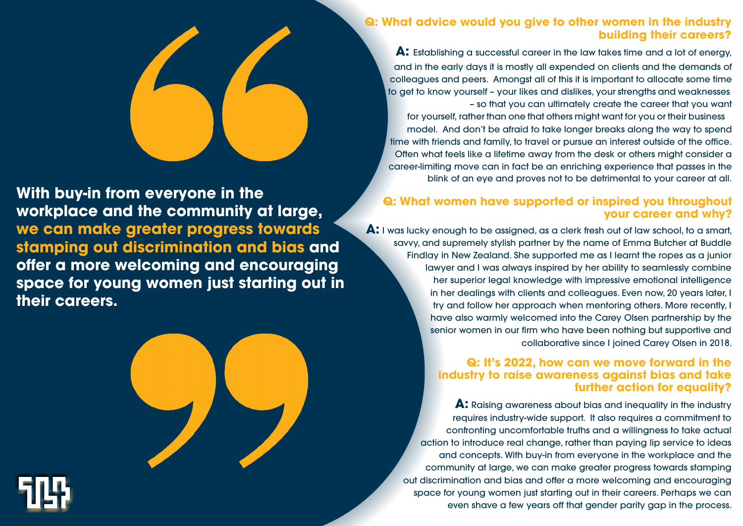With buy-in from everyone in the workplace and the community at large, **we can make greater progress towards stamping out discrimination and bias** and offer a more welcoming and encouraging space for young women just starting out in their careers.

### Q: What advice would you give to other women in the industry building their careers?

**A:** Establishing a successful career in the law takes time and a lot of energy, and in the early days it is mostly all expended on clients and the demands of colleagues and peers. Amongst all of this it is important to allocate some time to get to know yourself – your likes and dislikes, your strengths and weaknesses – so that you can ultimately create the career that you want for yourself, rather than one that others might want for you or their business model. And don't be afraid to take longer breaks along the way to spend time with friends and family, to travel or pursue an interest outside of the office. Often what feels like a lifetime away from the desk or others might consider a career-limiting move can in fact be an enriching experience that passes in the blink of an eye and proves not to be detrimental to your career at all.

### Q: What women have supported or inspired you throughout your career and why?

**A:** I was lucky enough to be assigned, as a clerk fresh out of law school, to a smart, savvy, and supremely stylish partner by the name of Emma Butcher at Buddle Findlay in New Zealand. She supported me as I learnt the ropes as a junior lawyer and I was always inspired by her ability to seamlessly combine her superior legal knowledge with impressive emotional intelligence in her dealings with clients and colleagues. Even now, 20 years later, I try and follow her approach when mentoring others. More recently, I have also warmly welcomed into the Carey Olsen partnership by the senior women in our firm who have been nothing but supportive and collaborative since I joined Carey Olsen in 2018.

### Q: It's 2022, how can we move forward in the industry to raise awareness against bias and take further action for equality?

**A:** Raising awareness about bias and inequality in the industry requires industry-wide support. It also requires a commitment to confronting uncomfortable truths and a willingness to take actual action to introduce real change, rather than paying lip service to ideas and concepts. With buy-in from everyone in the workplace and the community at large, we can make greater progress towards stamping out discrimination and bias and offer a more welcoming and encouraging space for young women just starting out in their careers. Perhaps we can even shave a few years off that gender parity gap in the process.